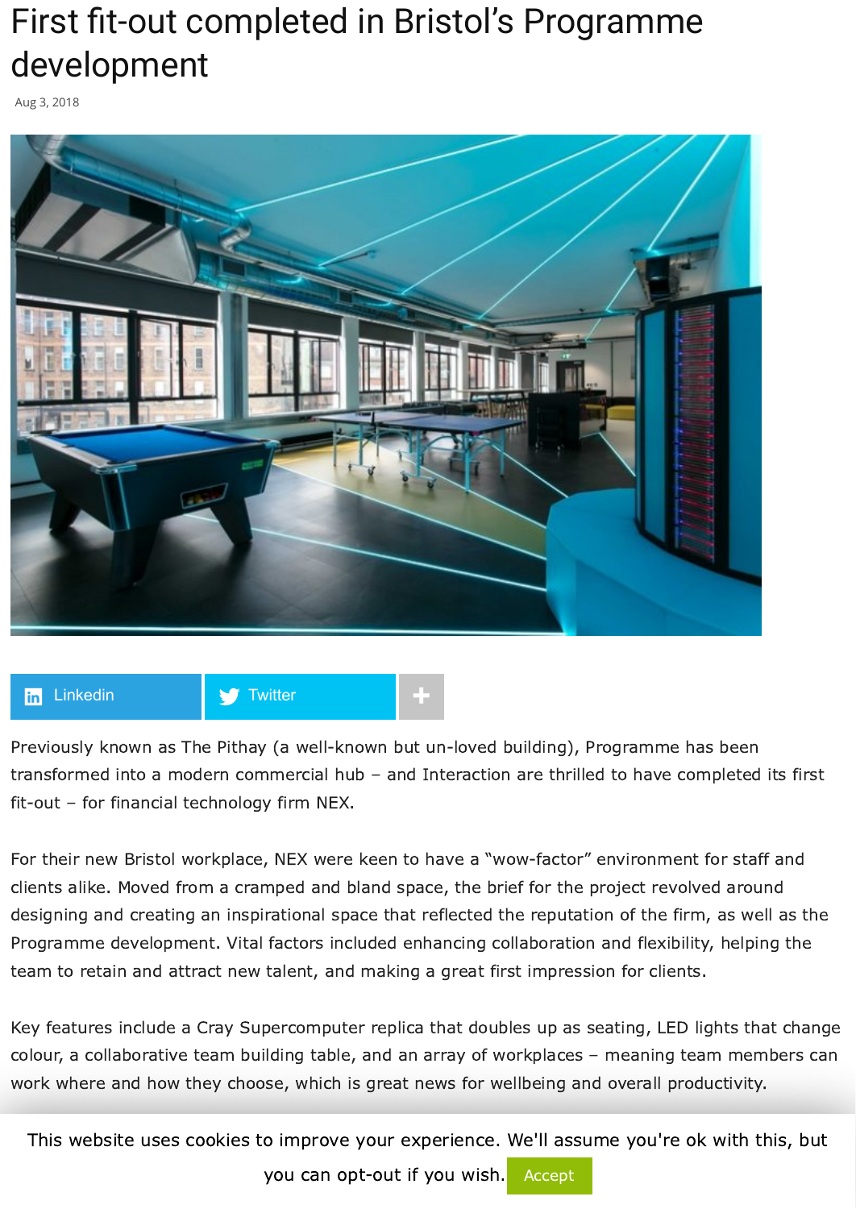# First fit-out completed in Bristol's Programme development

Aug 3, 2018

Previously known as The Pithay (a well-known but un-loved building), Programme has been transformed into a modern commercial hub – and Interaction are thrilled to have completed its first fit-out – for financial technology firm NEX.

For their new Bristol workplace, NEX were keen to have a "wow-factor" environment for staff and clients alike. Moved from a cramped and bland space, the brief for the project revolved around designing and creating an inspirational space that reflected the reputation of the firm, as well as the Programme development. Vital factors included enhancing collaboration and flexibility, helping the team to retain and attract new talent, and making a great first impression for clients.

Key features include a Cray Supercomputer replica that doubles up as seating, LED lights that change colour, a collaborative team building table, and an array of workplaces – meaning team members can work where and how they choose, which is great news for wellbeing and overall productivity.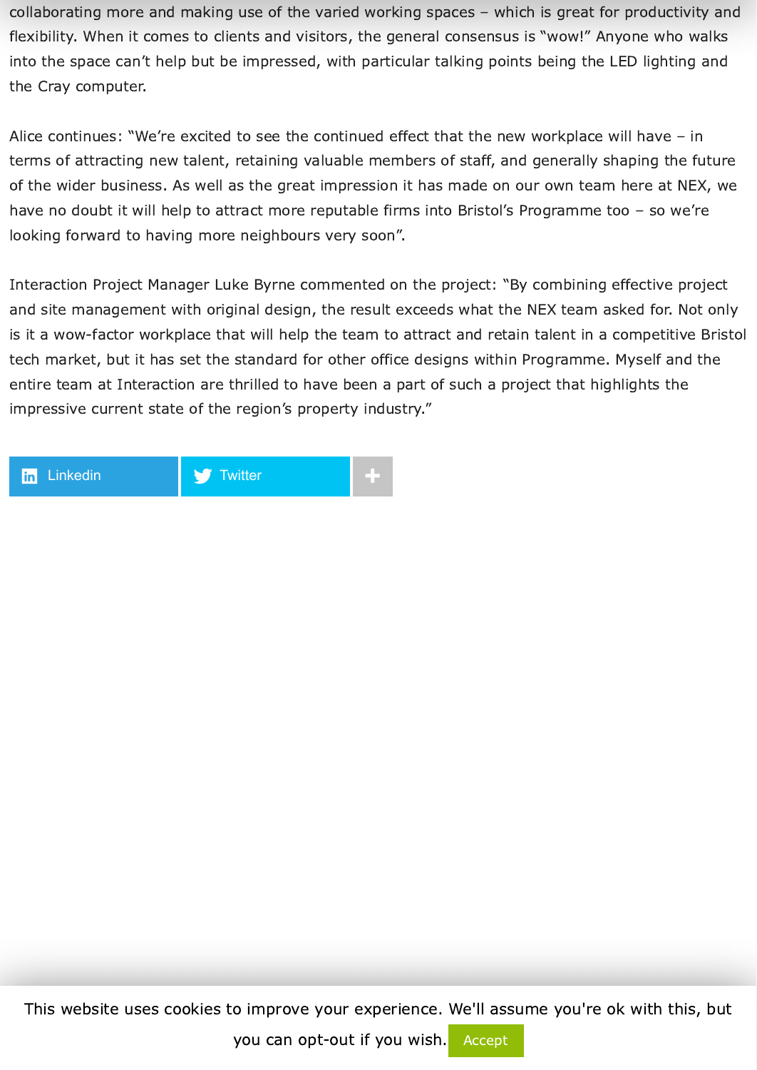collaborating more and making use of the varied working spaces – which is great for productivity and flexibility. When it comes to clients and visitors, the general consensus is "wow!" Anyone who walks into the space can't help but be impressed, with particular talking points being the LED lighting and the Cray computer.

Alice continues: "We're excited to see the continued effect that the new workplace will have – in terms of attracting new talent, retaining valuable members of staff, and generally shaping the future of the wider business. As well as the great impression it has made on our own team here at NEX, we have no doubt it will help to attract more reputable firms into Bristol's Programme too – so we're looking forward to having more neighbours very soon".

Interaction Project Manager Luke Byrne commented on the project: "By combining effective project and site management with original design, the result exceeds what the NEX team asked for. Not only is it a wow-factor workplace that will help the team to attract and retain talent in a competitive Bristol tech market, but it has set the standard for other office designs within Programme. Myself and the entire team at Interaction are thrilled to have been a part of such a project that highlights the impressive current state of the region's property industry."

Linkedin | Twitter | +

This website uses cookies to improve your experience. We'll assume you're ok with this, but you can opt-out if you wish. Accept